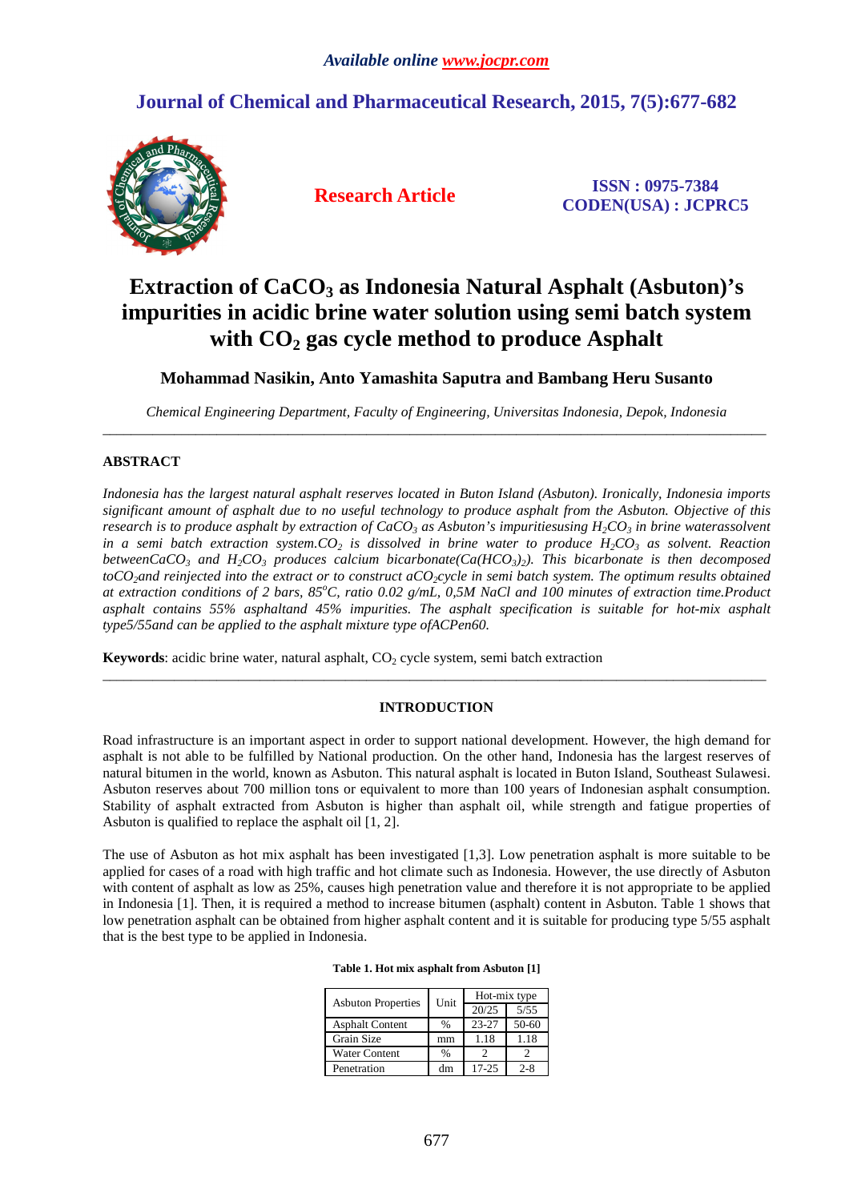# Extraction of $CaCO_3$ as Indonesia Natural Asphalt (Asbuton)'s impurities in acidic brine water solution using semi batch system with $CO_2$ gas cycle method to produce Asphalt

**Mohammad Nasikin, Anto Yamashita Saputra and Bambang Heru Susanto**

*Chemical Engineering Department, Faculty of Engineering, Universitas Indonesia, Depok, Indonesia*

---

## ABSTRACT

*Indonesia has the largest natural asphalt reserves located in Buton Island (Asbuton). Ironically, Indonesia imports significant amount of asphalt due to no useful technology to produce asphalt from the Asbuton. Objective of this research is to produce asphalt by extraction of $CaCO_3$ as Asbuton's impuritiesusing $H_2CO_3$ in brine waterassolvent in a semi batch extraction system.$CO_2$ is dissolved in brine water to produce $H_2CO_3$ as solvent. Reaction betweenCaCO$_3$ and $H_2CO_3$ produces calcium bicarbonate($Ca(HCO_3)_2$). This bicarbonate is then decomposed to$CO_2$and reinjected into the extract or to construct a$CO_2$cycle in semi batch system. The optimum results obtained at extraction conditions of 2 bars, 85$^o$C, ratio 0.02 g/mL, 0,5M NaCl and 100 minutes of extraction time.Product asphalt contains 55% asphaltand 45% impurities. The asphalt specification is suitable for hot-mix asphalt type5/55and can be applied to the asphalt mixture type ofACPen60.*

**Keywords**: acidic brine water, natural asphalt, $CO_2$ cycle system, semi batch extraction

---

## INTRODUCTION

Road infrastructure is an important aspect in order to support national development. However, the high demand for asphalt is not able to be fulfilled by National production. On the other hand, Indonesia has the largest reserves of natural bitumen in the world, known as Asbuton. This natural asphalt is located in Buton Island, Southeast Sulawesi. Asbuton reserves about 700 million tons or equivalent to more than 100 years of Indonesian asphalt consumption. Stability of asphalt extracted from Asbuton is higher than asphalt oil, while strength and fatigue properties of Asbuton is qualified to replace the asphalt oil [1, 2].

The use of Asbuton as hot mix asphalt has been investigated [1,3]. Low penetration asphalt is more suitable to be applied for cases of a road with high traffic and hot climate such as Indonesia. However, the use directly of Asbuton with content of asphalt as low as 25%, causes high penetration value and therefore it is not appropriate to be applied in Indonesia [1]. Then, it is required a method to increase bitumen (asphalt) content in Asbuton. Table 1 shows that low penetration asphalt can be obtained from higher asphalt content and it is suitable for producing type 5/55 asphalt that is the best type to be applied in Indonesia.

**Table 1. Hot mix asphalt from Asbuton [1]**

| Asbuton Properties | Unit | Hot-mix type | |
|---|---|---|---|
| | | 20/25 | 5/55 |
| Asphalt Content | % | 23-27 | 50-60 |
| Grain Size | mm | 1.18 | 1.18 |
| Water Content | % | 2 | 2 |
| Penetration | dm | 17-25 | 2-8 |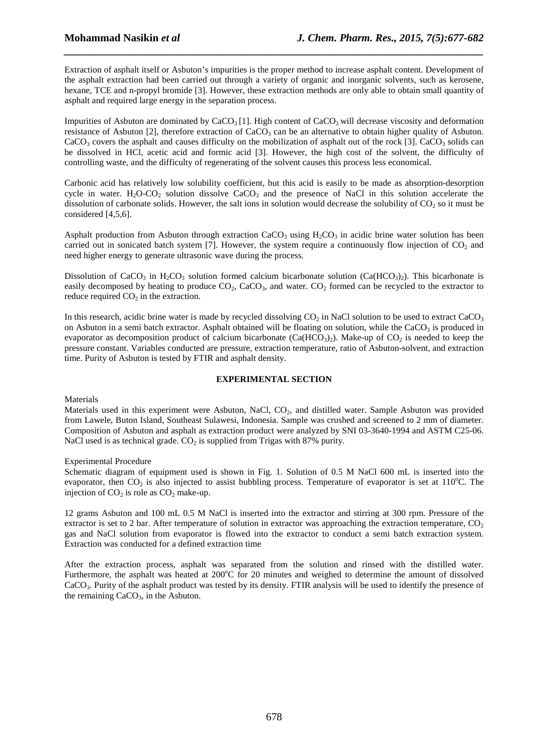Extraction of asphalt itself or Asbuton's impurities is the proper method to increase asphalt content. Development of the asphalt extraction had been carried out through a variety of organic and inorganic solvents, such as kerosene, hexane, TCE and n-propyl bromide [3]. However, these extraction methods are only able to obtain small quantity of asphalt and required large energy in the separation process.

Impurities of Asbuton are dominated by $CaCO_3$ [1]. High content of $CaCO_3$ will decrease viscosity and deformation resistance of Asbuton [2], therefore extraction of $CaCO_3$ can be an alternative to obtain higher quality of Asbuton. $CaCO_3$ covers the asphalt and causes difficulty on the mobilization of asphalt out of the rock [3]. $CaCO_3$ solids can be dissolved in HCl, acetic acid and formic acid [3]. However, the high cost of the solvent, the difficulty of controlling waste, and the difficulty of regenerating of the solvent causes this process less economical.

Carbonic acid has relatively low solubility coefficient, but this acid is easily to be made as absorption-desorption cycle in water. $H_2O$-$CO_2$ solution dissolve $CaCO_3$ and the presence of NaCl in this solution accelerate the dissolution of carbonate solids. However, the salt ions in solution would decrease the solubility of $CO_2$ so it must be considered [4,5,6].

Asphalt production from Asbuton through extraction $CaCO_3$ using $H_2CO_3$ in acidic brine water solution has been carried out in sonicated batch system [7]. However, the system require a continuously flow injection of $CO_2$ and need higher energy to generate ultrasonic wave during the process.

Dissolution of $CaCO_3$ in $H_2CO_3$ solution formed calcium bicarbonate solution ($Ca(HCO_3)_2$). This bicarbonate is easily decomposed by heating to produce $CO_2$, $CaCO_3$, and water. $CO_2$ formed can be recycled to the extractor to reduce required $CO_2$ in the extraction.

In this research, acidic brine water is made by recycled dissolving $CO_2$ in NaCl solution to be used to extract $CaCO_3$ on Asbuton in a semi batch extractor. Asphalt obtained will be floating on solution, while the $CaCO_3$ is produced in evaporator as decomposition product of calcium bicarbonate ($Ca(HCO_3)_2$). Make-up of $CO_2$ is needed to keep the pressure constant. Variables conducted are pressure, extraction temperature, ratio of Asbuton-solvent, and extraction time. Purity of Asbuton is tested by FTIR and asphalt density.

## EXPERIMENTAL SECTION

### Materials

Materials used in this experiment were Asbuton, NaCl, $CO_2$, and distilled water. Sample Asbuton was provided from Lawele, Buton Island, Southeast Sulawesi, Indonesia. Sample was crushed and screened to 2 mm of diameter. Composition of Asbuton and asphalt as extraction product were analyzed by SNI 03-3640-1994 and ASTM C25-06. NaCl used is as technical grade. $CO_2$ is supplied from Trigas with 87% purity.

### Experimental Procedure

Schematic diagram of equipment used is shown in Fig. 1. Solution of 0.5 M NaCl 600 mL is inserted into the evaporator, then $CO_2$ is also injected to assist bubbling process. Temperature of evaporator is set at 110$^{o}$C. The injection of $CO_2$ is role as $CO_2$ make-up.

12 grams Asbuton and 100 mL 0.5 M NaCl is inserted into the extractor and stirring at 300 rpm. Pressure of the extractor is set to 2 bar. After temperature of solution in extractor was approaching the extraction temperature, $CO_2$ gas and NaCl solution from evaporator is flowed into the extractor to conduct a semi batch extraction system. Extraction was conducted for a defined extraction time

After the extraction process, asphalt was separated from the solution and rinsed with the distilled water. Furthermore, the asphalt was heated at 200$^{o}$C for 20 minutes and weighed to determine the amount of dissolved $CaCO_3$. Purity of the asphalt product was tested by its density. FTIR analysis will be used to identify the presence of the remaining $CaCO_3$, in the Asbuton.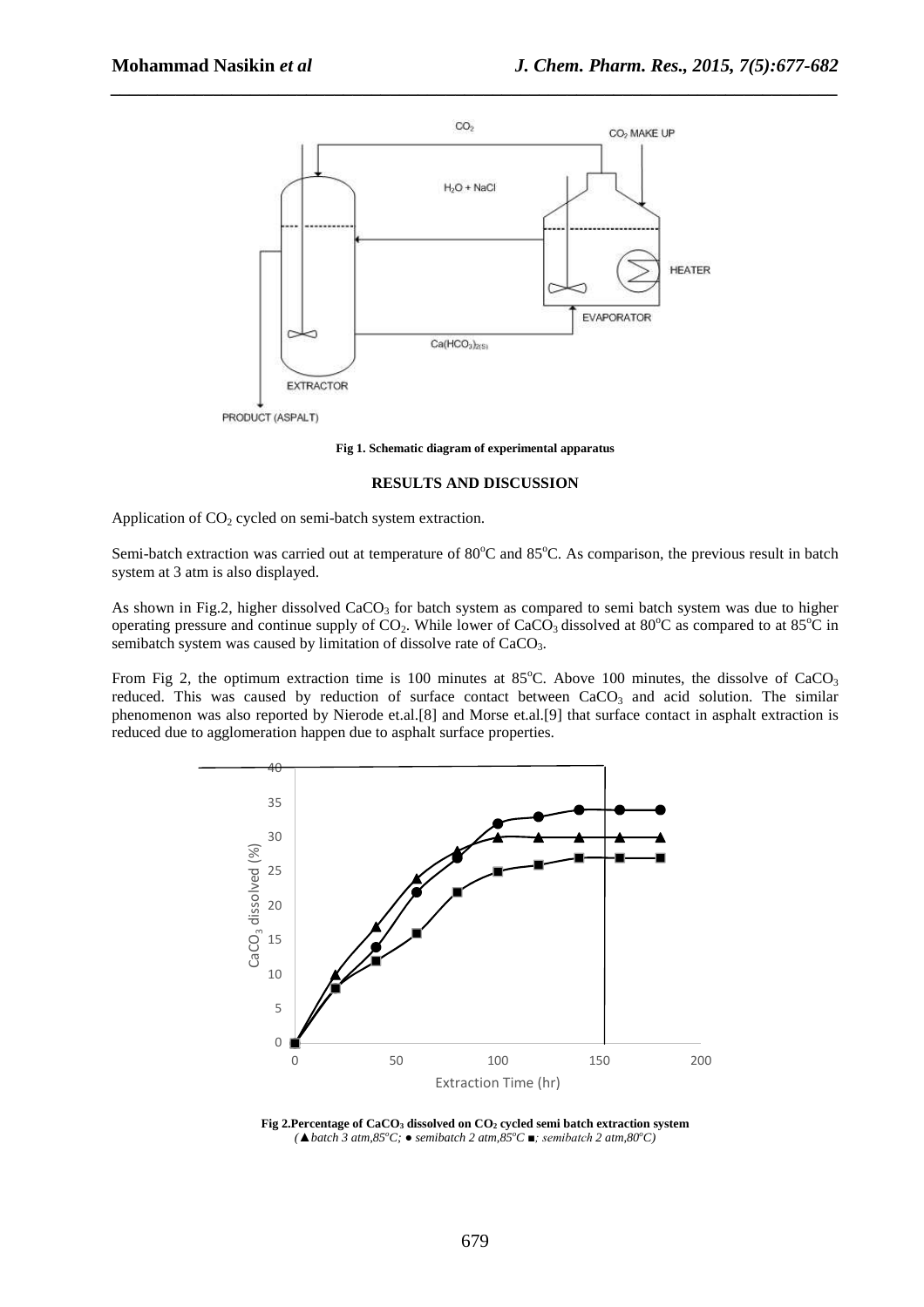$CO_2$

$CO_2$ MAKE UP

$H_2O$ + NaCl

HEATER

EVAPORATOR

$Ca(HCO_3)_{2(S)}$

EXTRACTOR

PRODUCT (ASPALT)

**Fig 1. Schematic diagram of experimental apparatus**

## RESULTS AND DISCUSSION

Application of $CO_2$ cycled on semi-batch system extraction.

Semi-batch extraction was carried out at temperature of 80°C and 85°C. As comparison, the previous result in batch system at 3 atm is also displayed.

As shown in Fig.2, higher dissolved $CaCO_3$ for batch system as compared to semi batch system was due to higher operating pressure and continue supply of $CO_2$. While lower of $CaCO_3$ dissolved at 80°C as compared to at 85°C in semibatch system was caused by limitation of dissolve rate of $CaCO_3$.

From Fig 2, the optimum extraction time is 100 minutes at 85°C. Above 100 minutes, the dissolve of $CaCO_3$ reduced. This was caused by reduction of surface contact between $CaCO_3$ and acid solution. The similar phenomenon was also reported by Nierode et.al.[8] and Morse et.al.[9] that surface contact in asphalt extraction is reduced due to agglomeration happen due to asphalt surface properties.

$CaCO_3$ dissolved (%)

0
5
10
15
20
25
30
35
40

0
50
100
150
200

Extraction Time (hr)

**Fig 2.Percentage of $CaCO_3$ dissolved on $CO_2$ cycled semi batch extraction system**
*(▲batch 3 atm,85°C; ● semibatch 2 atm,85°C ■; semibatch 2 atm,80°C)*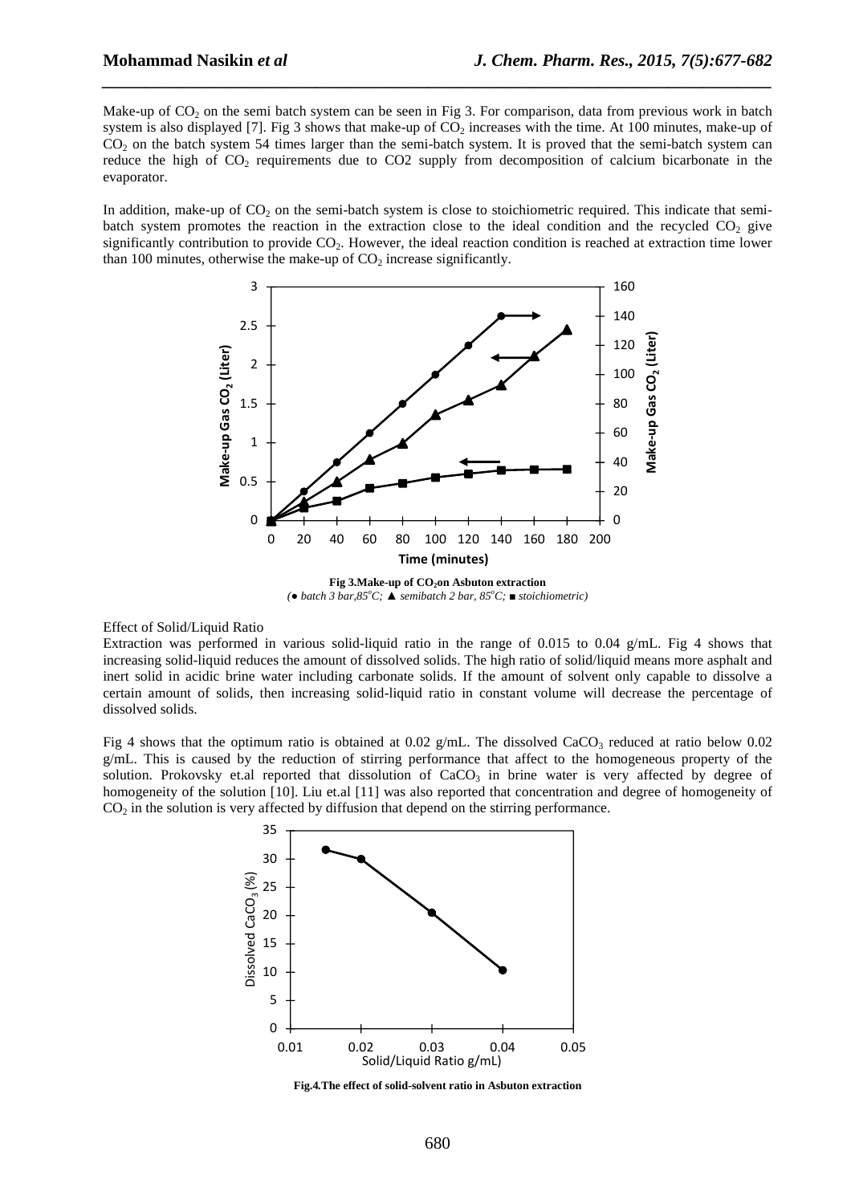Make-up of $CO_2$ on the semi batch system can be seen in Fig 3. For comparison, data from previous work in batch system is also displayed [7]. Fig 3 shows that make-up of $CO_2$ increases with the time. At 100 minutes, make-up of $CO_2$ on the batch system 54 times larger than the semi-batch system. It is proved that the semi-batch system can reduce the high of $CO_2$ requirements due to CO2 supply from decomposition of calcium bicarbonate in the evaporator.

In addition, make-up of $CO_2$ on the semi-batch system is close to stoichiometric required. This indicate that semi-batch system promotes the reaction in the extraction close to the ideal condition and the recycled $CO_2$ give significantly contribution to provide $CO_2$. However, the ideal reaction condition is reached at extraction time lower than 100 minutes, otherwise the make-up of $CO_2$ increase significantly.

Make-up Gas $CO_2$ (Liter)
0
0.5
1
1.5
2
2.5
3

Make-up Gas $CO_2$ (Liter)
0
20
40
60
80
100
120
140
160

Time (minutes)
0 20 40 60 80 100 120 140 160 180 200

**Fig 3.Make-up of $CO_2$on Asbuton extraction**
*(● batch 3 bar,85°C; ▲ semibatch 2 bar, 85°C; ■ stoichiometric)*

Effect of Solid/Liquid Ratio

Extraction was performed in various solid-liquid ratio in the range of 0.015 to 0.04 g/mL. Fig 4 shows that increasing solid-liquid reduces the amount of dissolved solids. The high ratio of solid/liquid means more asphalt and inert solid in acidic brine water including carbonate solids. If the amount of solvent only capable to dissolve a certain amount of solids, then increasing solid-liquid ratio in constant volume will decrease the percentage of dissolved solids.

Fig 4 shows that the optimum ratio is obtained at 0.02 g/mL. The dissolved $CaCO_3$ reduced at ratio below 0.02 g/mL. This is caused by the reduction of stirring performance that affect to the homogeneous property of the solution. Prokovsky et.al reported that dissolution of $CaCO_3$ in brine water is very affected by degree of homogeneity of the solution [10]. Liu et.al [11] was also reported that concentration and degree of homogeneity of $CO_2$ in the solution is very affected by diffusion that depend on the stirring performance.

Dissolved $CaCO_3$ (%)
0
5
10
15
20
25
30
35

Solid/Liquid Ratio g/mL)
0.01 0.02 0.03 0.04 0.05

**Fig.4.The effect of solid-solvent ratio in Asbuton extraction**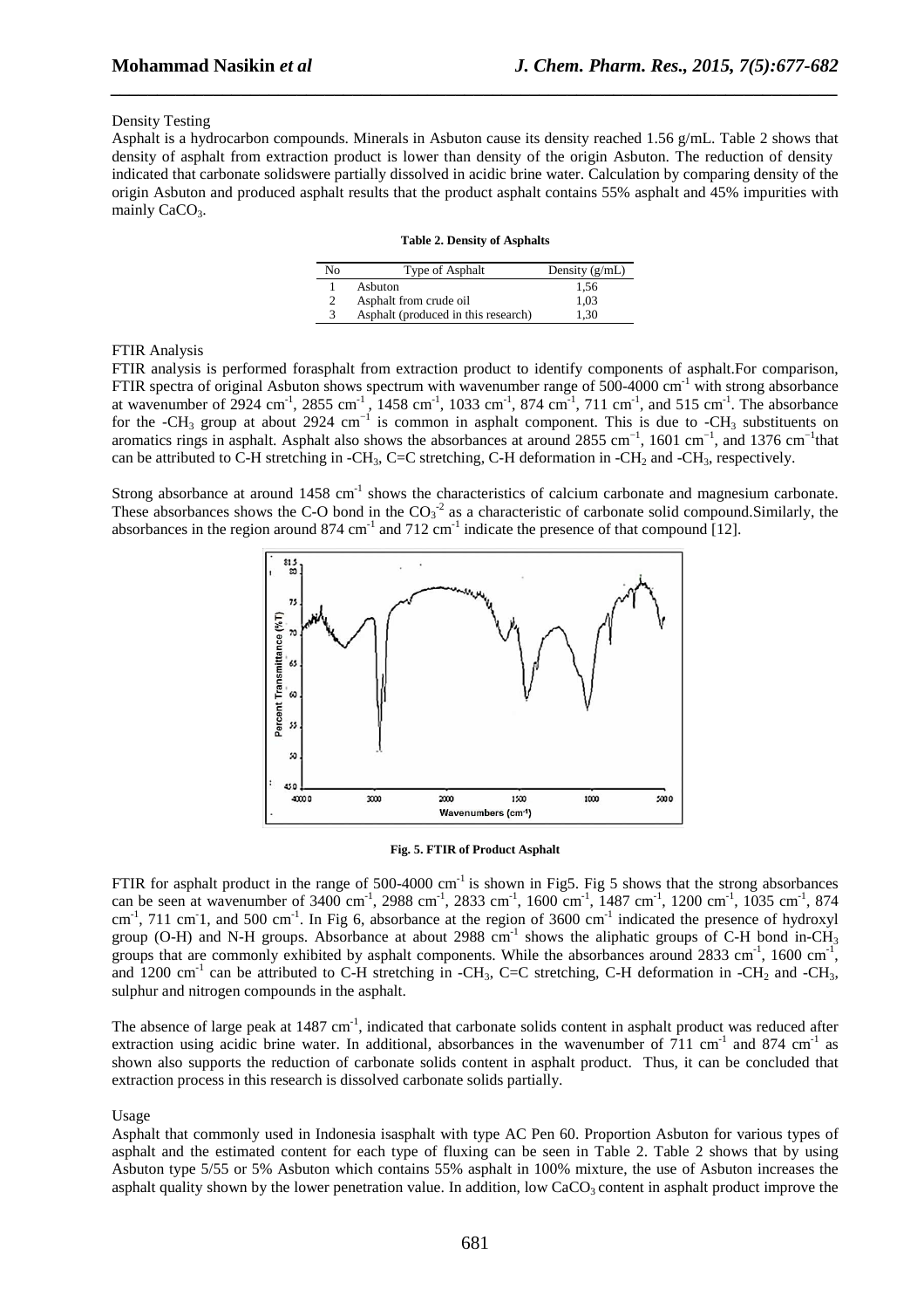Density Testing

Asphalt is a hydrocarbon compounds. Minerals in Asbuton cause its density reached 1.56 g/mL. Table 2 shows that density of asphalt from extraction product is lower than density of the origin Asbuton. The reduction of density indicated that carbonate solidswere partially dissolved in acidic brine water. Calculation by comparing density of the origin Asbuton and produced asphalt results that the product asphalt contains 55% asphalt and 45% impurities with mainly $CaCO_3$.

**Table 2. Density of Asphalts**

| No | Type of Asphalt | Density (g/mL) |
|---|---|---|
| 1 | Asbuton | 1,56 |
| 2 | Asphalt from crude oil | 1,03 |
| 3 | Asphalt (produced in this research) | 1,30 |

FTIR Analysis

FTIR analysis is performed forasphalt from extraction product to identify components of asphalt.For comparison, FTIR spectra of original Asbuton shows spectrum with wavenumber range of 500-4000 $cm^{-1}$ with strong absorbance at wavenumber of 2924 $cm^{-1}$, 2855 $cm^{-1}$, 1458 $cm^{-1}$, 1033 $cm^{-1}$, 874 $cm^{-1}$, 711 $cm^{-1}$, and 515 $cm^{-1}$. The absorbance for the $-CH_3$ group at about 2924 $cm^{-1}$ is common in asphalt component. This is due to $-CH_3$ substituents on aromatics rings in asphalt. Asphalt also shows the absorbances at around 2855 $cm^{-1}$, 1601 $cm^{-1}$, and 1376 $cm^{-1}$that can be attributed to C-H stretching in $-CH_3$, C=C stretching, C-H deformation in $-CH_2$ and $-CH_3$, respectively.

Strong absorbance at around 1458 $cm^{-1}$ shows the characteristics of calcium carbonate and magnesium carbonate. These absorbances shows the C-O bond in the $CO_3^{-2}$ as a characteristic of carbonate solid compound.Similarly, the absorbances in the region around 874 $cm^{-1}$ and 712 $cm^{-1}$ indicate the presence of that compound [12].

81.5
80
75
70
65
60
55
50
45.0
Percent Transmittance (%T)
4000.0
3000
2000
1500
1000
500.0
Wavenumbers (cm-1)

**Fig. 5. FTIR of Product Asphalt**

FTIR for asphalt product in the range of 500-4000 $cm^{-1}$ is shown in Fig5. Fig 5 shows that the strong absorbances can be seen at wavenumber of 3400 $cm^{-1}$, 2988 $cm^{-1}$, 2833 $cm^{-1}$, 1600 $cm^{-1}$, 1487 $cm^{-1}$, 1200 $cm^{-1}$, 1035 $cm^{-1}$, 874 $cm^{-1}$, 711 cm-1, and 500 $cm^{-1}$. In Fig 6, absorbance at the region of 3600 $cm^{-1}$ indicated the presence of hydroxyl group (O-H) and N-H groups. Absorbance at about 2988 $cm^{-1}$ shows the aliphatic groups of C-H bond in-$CH_3$ groups that are commonly exhibited by asphalt components. While the absorbances around 2833 $cm^{-1}$, 1600 $cm^{-1}$, and 1200 $cm^{-1}$ can be attributed to C-H stretching in $-CH_3$, C=C stretching, C-H deformation in $-CH_2$ and $-CH_3$, sulphur and nitrogen compounds in the asphalt.

The absence of large peak at 1487 $cm^{-1}$, indicated that carbonate solids content in asphalt product was reduced after extraction using acidic brine water. In additional, absorbances in the wavenumber of 711 $cm^{-1}$ and 874 $cm^{-1}$ as shown also supports the reduction of carbonate solids content in asphalt product. Thus, it can be concluded that extraction process in this research is dissolved carbonate solids partially.

Usage

Asphalt that commonly used in Indonesia isasphalt with type AC Pen 60. Proportion Asbuton for various types of asphalt and the estimated content for each type of fluxing can be seen in Table 2. Table 2 shows that by using Asbuton type 5/55 or 5% Asbuton which contains 55% asphalt in 100% mixture, the use of Asbuton increases the asphalt quality shown by the lower penetration value. In addition, low $CaCO_3$ content in asphalt product improve the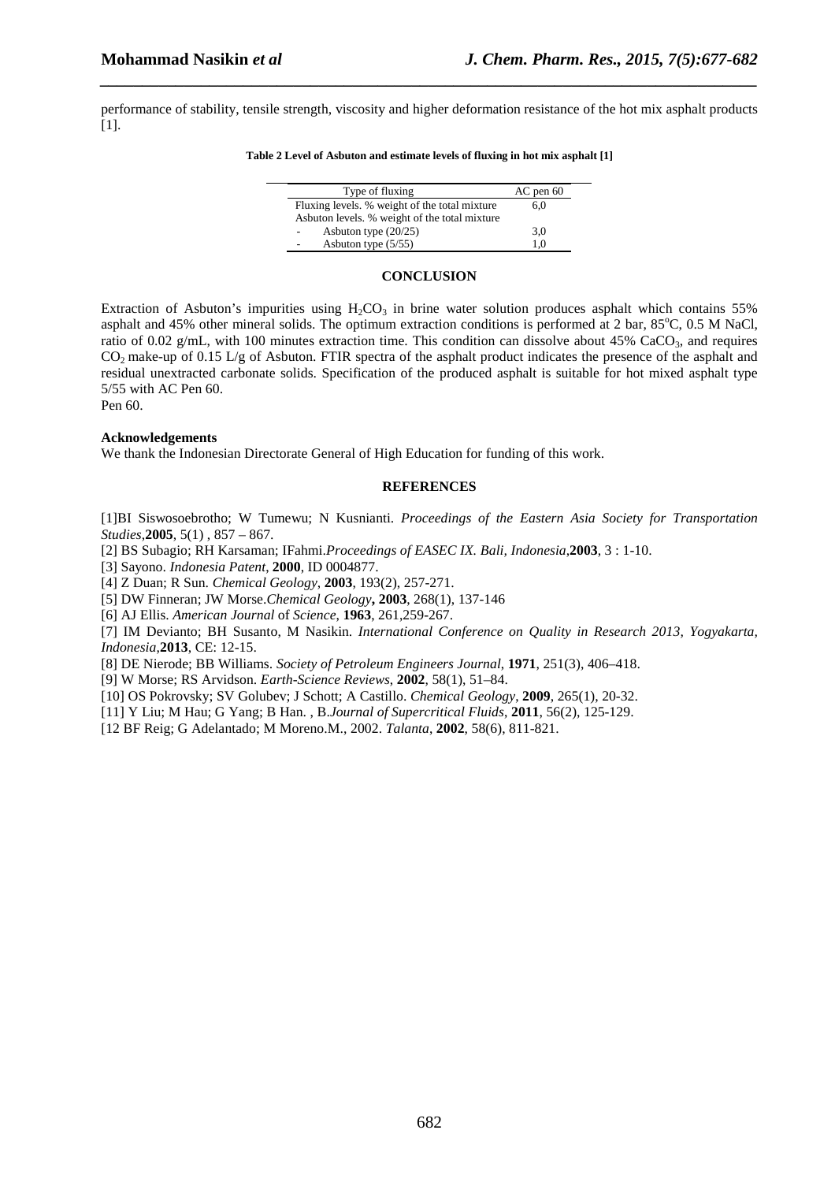performance of stability, tensile strength, viscosity and higher deformation resistance of the hot mix asphalt products [1].

**Table 2 Level of Asbuton and estimate levels of fluxing in hot mix asphalt [1]**

| Type of fluxing | AC pen 60 |
|---|---|
| Fluxing levels. % weight of the total mixture | 6,0 |
| Asbuton levels. % weight of the total mixture | |
| - Asbuton type (20/25) | 3,0 |
| - Asbuton type (5/55) | 1,0 |

## CONCLUSION

Extraction of Asbuton's impurities using $H_2CO_3$ in brine water solution produces asphalt which contains 55% asphalt and 45% other mineral solids. The optimum extraction conditions is performed at 2 bar, 85°C, 0.5 M NaCl, ratio of 0.02 g/mL, with 100 minutes extraction time. This condition can dissolve about 45% $CaCO_3$, and requires $CO_2$ make-up of 0.15 L/g of Asbuton. FTIR spectra of the asphalt product indicates the presence of the asphalt and residual unextracted carbonate solids. Specification of the produced asphalt is suitable for hot mixed asphalt type 5/55 with AC Pen 60.
Pen 60.

### Acknowledgements

We thank the Indonesian Directorate General of High Education for funding of this work.

## REFERENCES

[1]BI Siswosoebrotho; W Tumewu; N Kusnianti. *Proceedings of the Eastern Asia Society for Transportation Studies*,**2005**, 5(1) , 857 – 867.

[2] BS Subagio; RH Karsaman; IFahmi.*Proceedings of EASEC IX. Bali, Indonesia*,**2003**, 3 : 1-10.

[3] Sayono. *Indonesia Patent*, **2000**, ID 0004877.

[4] Z Duan; R Sun. *Chemical Geology*, **2003**, 193(2), 257-271.

[5] DW Finneran; JW Morse.*Chemical Geology***, 2003**, 268(1), 137-146

[6] AJ Ellis. *American Journal* of *Science*, **1963**, 261,259-267.

[7] IM Devianto; BH Susanto, M Nasikin. *International Conference on Quality in Research 2013, Yogyakarta, Indonesia*,**2013**, CE: 12-15.

[8] DE Nierode; BB Williams. *Society of Petroleum Engineers Journal*, **1971**, 251(3), 406–418.

[9] W Morse; RS Arvidson. *Earth-Science Reviews*, **2002**, 58(1), 51–84.

[10] OS Pokrovsky; SV Golubev; J Schott; A Castillo. *Chemical Geology*, **2009**, 265(1), 20-32.

[11] Y Liu; M Hau; G Yang; B Han. , B.*Journal of Supercritical Fluids*, **2011**, 56(2), 125-129.

[12 BF Reig; G Adelantado; M Moreno.M., 2002. *Talanta*, **2002**, 58(6), 811-821.